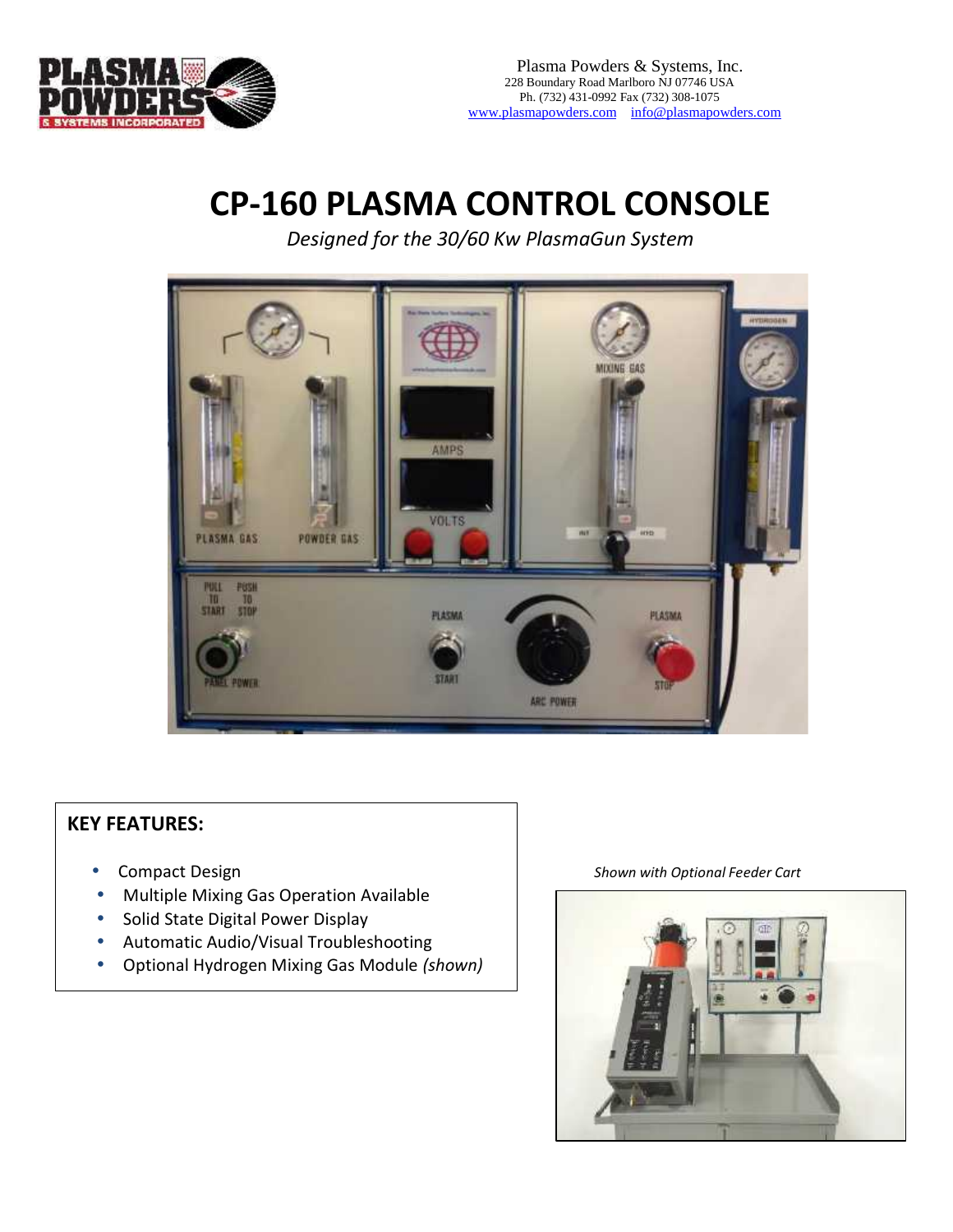Plasma Powders & Systems, Inc.
228 Boundary Road Marlboro NJ 07746 USA
Ph. (732) 431-0992 Fax (732) 308-1075
www.plasmapowders.com info@plasmapowders.com

# CP-160 PLASMA CONTROL CONSOLE

*Designed for the 30/60 Kw PlasmaGun System*

## KEY FEATURES:

- Compact Design
- Multiple Mixing Gas Operation Available
- Solid State Digital Power Display
- Automatic Audio/Visual Troubleshooting
- Optional Hydrogen Mixing Gas Module *(shown)*

*Shown with Optional Feeder Cart*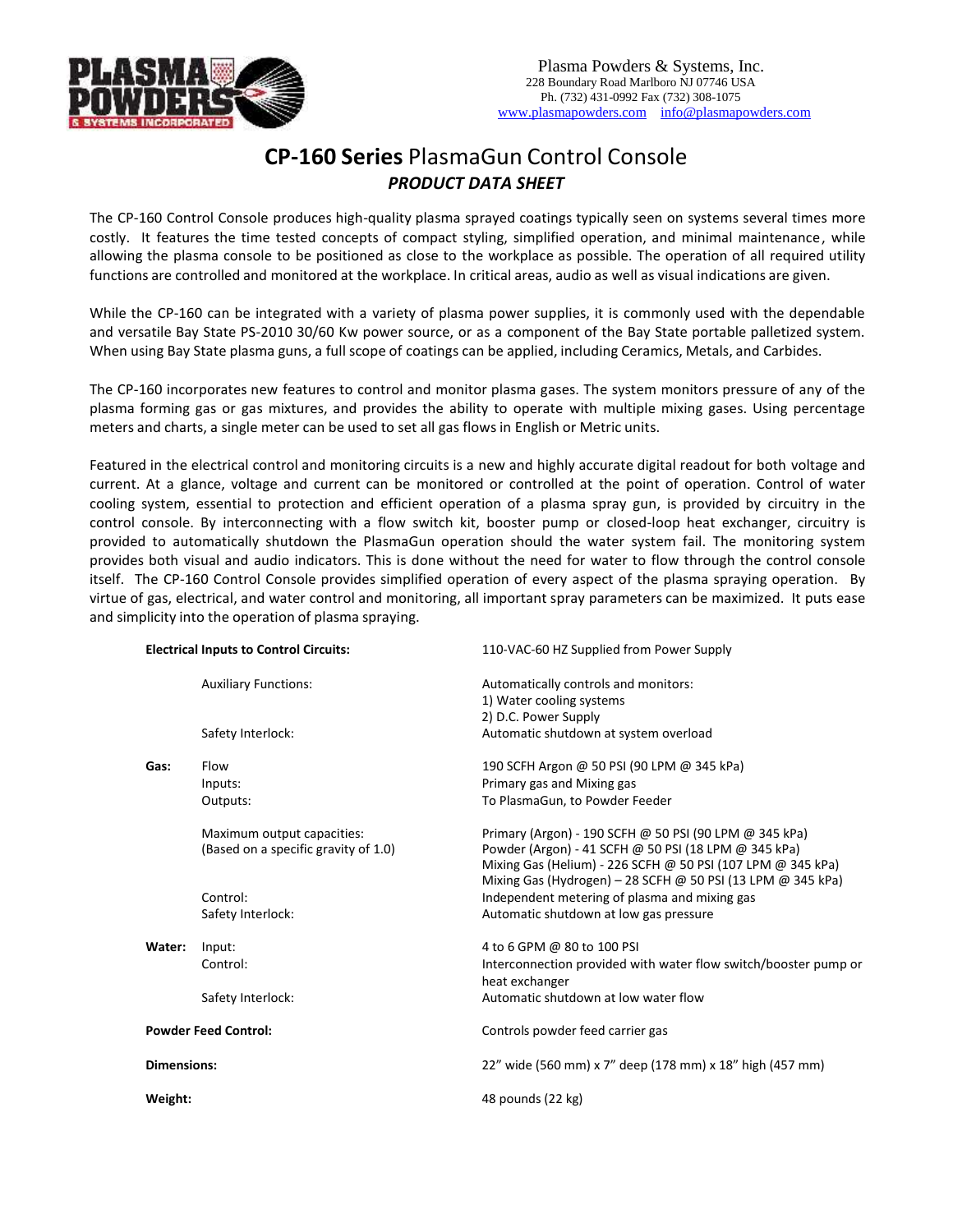Plasma Powders & Systems, Inc.
228 Boundary Road Marlboro NJ 07746 USA
Ph. (732) 431-0992 Fax (732) 308-1075
www.plasmapowders.com info@plasmapowders.com

# **CP-160 Series** PlasmaGun Control Console

## ***PRODUCT DATA SHEET***

The CP-160 Control Console produces high-quality plasma sprayed coatings typically seen on systems several times more costly. It features the time tested concepts of compact styling, simplified operation, and minimal maintenance, while allowing the plasma console to be positioned as close to the workplace as possible. The operation of all required utility functions are controlled and monitored at the workplace. In critical areas, audio as well as visual indications are given.

While the CP-160 can be integrated with a variety of plasma power supplies, it is commonly used with the dependable and versatile Bay State PS-2010 30/60 Kw power source, or as a component of the Bay State portable palletized system. When using Bay State plasma guns, a full scope of coatings can be applied, including Ceramics, Metals, and Carbides.

The CP-160 incorporates new features to control and monitor plasma gases. The system monitors pressure of any of the plasma forming gas or gas mixtures, and provides the ability to operate with multiple mixing gases. Using percentage meters and charts, a single meter can be used to set all gas flows in English or Metric units.

Featured in the electrical control and monitoring circuits is a new and highly accurate digital readout for both voltage and current. At a glance, voltage and current can be monitored or controlled at the point of operation. Control of water cooling system, essential to protection and efficient operation of a plasma spray gun, is provided by circuitry in the control console. By interconnecting with a flow switch kit, booster pump or closed-loop heat exchanger, circuitry is provided to automatically shutdown the PlasmaGun operation should the water system fail. The monitoring system provides both visual and audio indicators. This is done without the need for water to flow through the control console itself. The CP-160 Control Console provides simplified operation of every aspect of the plasma spraying operation. By virtue of gas, electrical, and water control and monitoring, all important spray parameters can be maximized. It puts ease and simplicity into the operation of plasma spraying.

| | | |
|---|---|---|
| **Electrical Inputs to Control Circuits:** | | 110-VAC-60 HZ Supplied from Power Supply |
| | Auxiliary Functions: | Automatically controls and monitors:<br>1) Water cooling systems<br>2) D.C. Power Supply |
| | Safety Interlock: | Automatic shutdown at system overload |
| **Gas:** | Flow | 190 SCFH Argon @ 50 PSI (90 LPM @ 345 kPa) |
| | Inputs: | Primary gas and Mixing gas |
| | Outputs: | To PlasmaGun, to Powder Feeder |
| | Maximum output capacities:<br>(Based on a specific gravity of 1.0) | Primary (Argon) - 190 SCFH @ 50 PSI (90 LPM @ 345 kPa)<br>Powder (Argon) - 41 SCFH @ 50 PSI (18 LPM @ 345 kPa)<br>Mixing Gas (Helium) - 226 SCFH @ 50 PSI (107 LPM @ 345 kPa)<br>Mixing Gas (Hydrogen) – 28 SCFH @ 50 PSI (13 LPM @ 345 kPa) |
| | Control: | Independent metering of plasma and mixing gas |
| | Safety Interlock: | Automatic shutdown at low gas pressure |
| **Water:** | Input: | 4 to 6 GPM @ 80 to 100 PSI |
| | Control: | Interconnection provided with water flow switch/booster pump or heat exchanger |
| | Safety Interlock: | Automatic shutdown at low water flow |
| **Powder Feed Control:** | | Controls powder feed carrier gas |
| **Dimensions:** | | 22" wide (560 mm) x 7" deep (178 mm) x 18" high (457 mm) |
| **Weight:** | | 48 pounds (22 kg) |